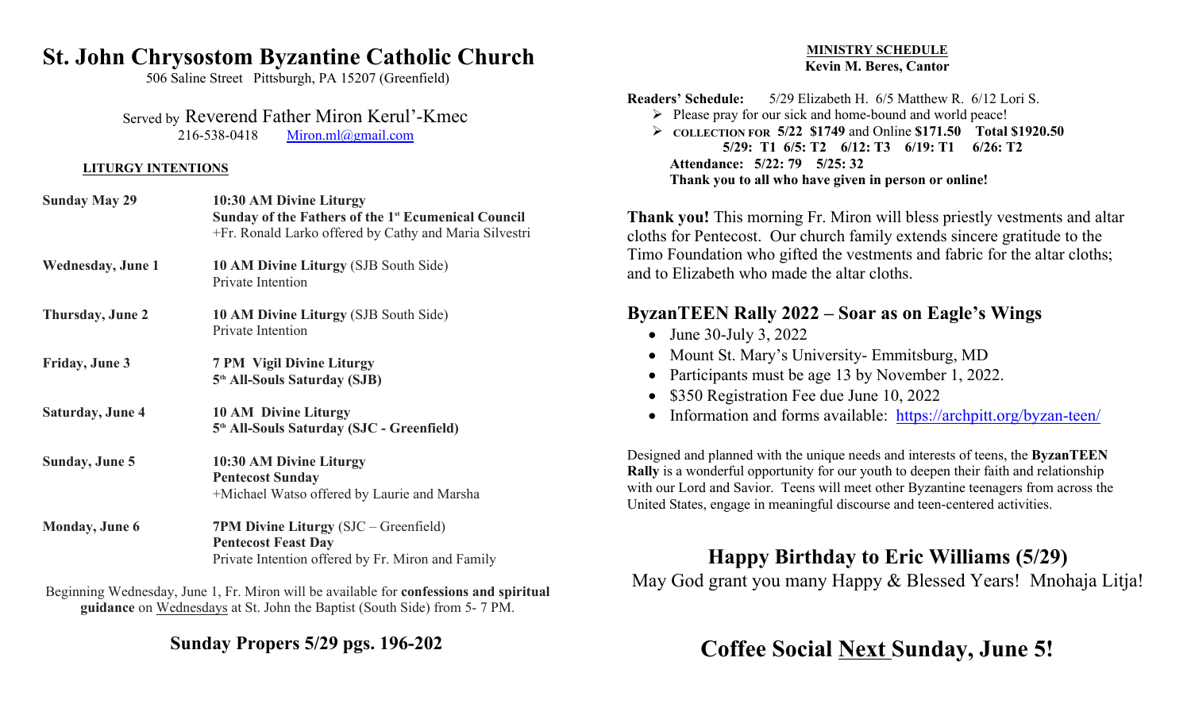# St. John Chrysostom Byzantine Catholic Church

506 Saline Street Pittsburgh, PA 15207 (Greenfield)

Served by Reverend Father Miron Kerul'-Kmec
216-538-0418 Miron.ml@gmail.com

**LITURGY INTENTIONS**

| | |
|---|---|
| **Sunday May 29** | **10:30 AM Divine Liturgy**<br>**Sunday of the Fathers of the 1st Ecumenical Council**<br>+Fr. Ronald Larko offered by Cathy and Maria Silvestri |
| **Wednesday, June 1** | **10 AM Divine Liturgy** (SJB South Side)<br>Private Intention |
| **Thursday, June 2** | **10 AM Divine Liturgy** (SJB South Side)<br>Private Intention |
| **Friday, June 3** | **7 PM Vigil Divine Liturgy**<br>**5th All-Souls Saturday (SJB)** |
| **Saturday, June 4** | **10 AM Divine Liturgy**<br>**5th All-Souls Saturday (SJC - Greenfield)** |
| **Sunday, June 5** | **10:30 AM Divine Liturgy**<br>**Pentecost Sunday**<br>+Michael Watso offered by Laurie and Marsha |
| **Monday, June 6** | **7PM Divine Liturgy** (SJC – Greenfield)<br>**Pentecost Feast Day**<br>Private Intention offered by Fr. Miron and Family |

Beginning Wednesday, June 1, Fr. Miron will be available for **confessions and spiritual guidance** on Wednesdays at St. John the Baptist (South Side) from 5- 7 PM.

## Sunday Propers 5/29 pgs. 196-202

**MINISTRY SCHEDULE**
**Kevin M. Beres, Cantor**

**Readers' Schedule:** 5/29 Elizabeth H. 6/5 Matthew R. 6/12 Lori S.

- Please pray for our sick and home-bound and world peace!
- **COLLECTION FOR 5/22 $1749** and Online **$171.50 Total $1920.50**
  **5/29: T1 6/5: T2 6/12: T3 6/19: T1 6/26: T2**
  **Attendance: 5/22: 79 5/25: 32**
  **Thank you to all who have given in person or online!**

**Thank you!** This morning Fr. Miron will bless priestly vestments and altar cloths for Pentecost. Our church family extends sincere gratitude to the Timo Foundation who gifted the vestments and fabric for the altar cloths; and to Elizabeth who made the altar cloths.

## ByzanTEEN Rally 2022 – Soar as on Eagle's Wings

- June 30-July 3, 2022
- Mount St. Mary's University- Emmitsburg, MD
- Participants must be age 13 by November 1, 2022.
- $350 Registration Fee due June 10, 2022
- Information and forms available: https://archpitt.org/byzan-teen/

Designed and planned with the unique needs and interests of teens, the **ByzanTEEN Rally** is a wonderful opportunity for our youth to deepen their faith and relationship with our Lord and Savior. Teens will meet other Byzantine teenagers from across the United States, engage in meaningful discourse and teen-centered activities.

## Happy Birthday to Eric Williams (5/29)

May God grant you many Happy & Blessed Years! Mnohaja Litja!

## Coffee Social Next Sunday, June 5!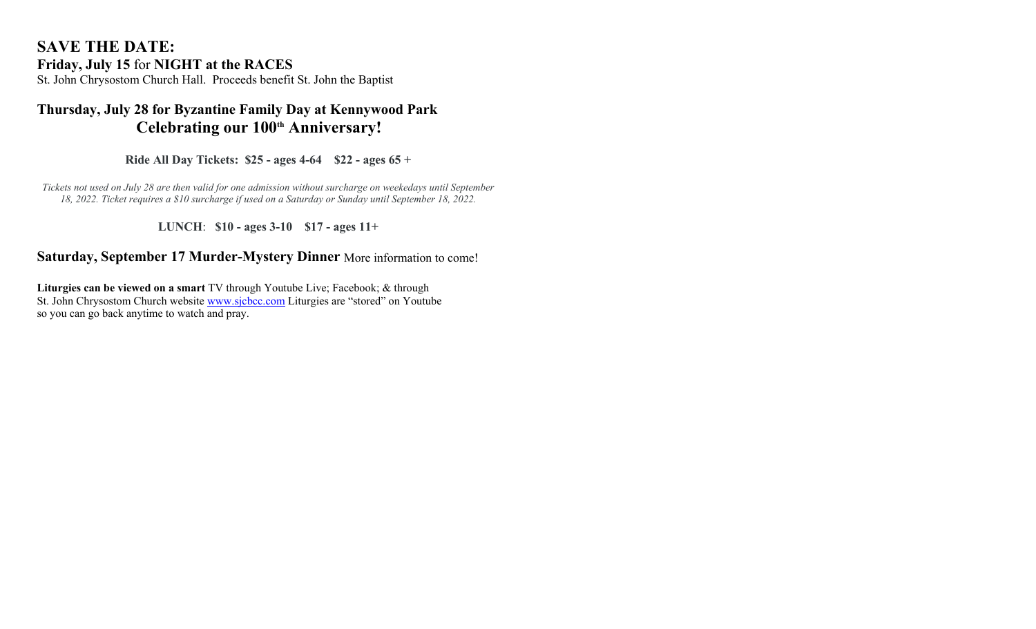## SAVE THE DATE:

**Friday, July 15** for **NIGHT at the RACES**
St. John Chrysostom Church Hall. Proceeds benefit St. John the Baptist

### Thursday, July 28 for Byzantine Family Day at Kennywood Park
### Celebrating our 100th Anniversary!

**Ride All Day Tickets: $25 - ages 4-64 $22 - ages 65 +**

*Tickets not used on July 28 are then valid for one admission without surcharge on weekedays until September 18, 2022. Ticket requires a $10 surcharge if used on a Saturday or Sunday until September 18, 2022.*

**LUNCH**: **$10 - ages 3-10 $17 - ages 11+**

### Saturday, September 17 Murder-Mystery Dinner More information to come!

**Liturgies can be viewed on a smart** TV through Youtube Live; Facebook; & through St. John Chrysostom Church website [www.sjcbcc.com](http://www.sjcbcc.com) Liturgies are "stored" on Youtube so you can go back anytime to watch and pray.